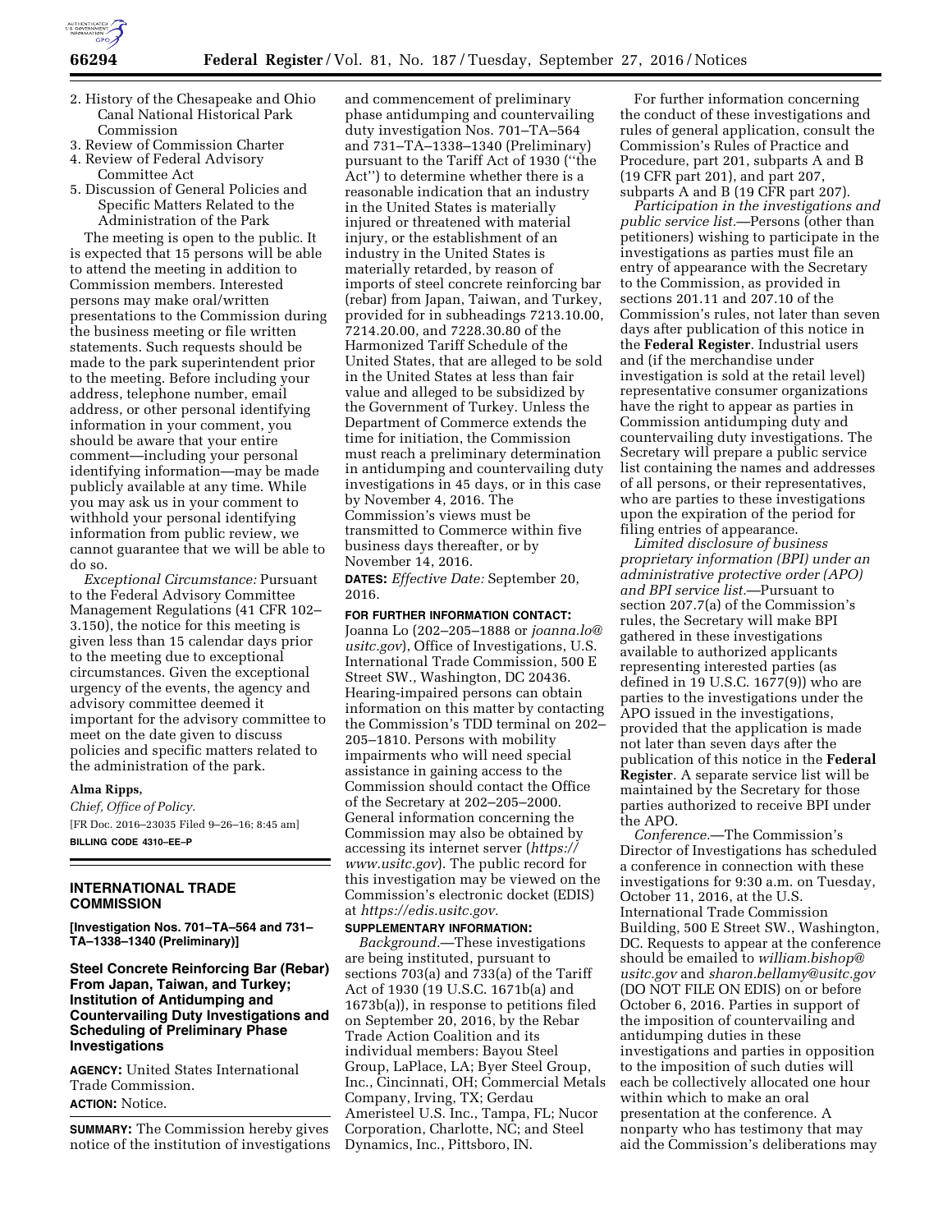2. History of the Chesapeake and Ohio Canal National Historical Park Commission
3. Review of Commission Charter
4. Review of Federal Advisory Committee Act
5. Discussion of General Policies and Specific Matters Related to the Administration of the Park

The meeting is open to the public. It is expected that 15 persons will be able to attend the meeting in addition to Commission members. Interested persons may make oral/written presentations to the Commission during the business meeting or file written statements. Such requests should be made to the park superintendent prior to the meeting. Before including your address, telephone number, email address, or other personal identifying information in your comment, you should be aware that your entire comment—including your personal identifying information—may be made publicly available at any time. While you may ask us in your comment to withhold your personal identifying information from public review, we cannot guarantee that we will be able to do so.

*Exceptional Circumstance:* Pursuant to the Federal Advisory Committee Management Regulations (41 CFR 102–3.150), the notice for this meeting is given less than 15 calendar days prior to the meeting due to exceptional circumstances. Given the exceptional urgency of the events, the agency and advisory committee deemed it important for the advisory committee to meet on the date given to discuss policies and specific matters related to the administration of the park.

**Alma Ripps,**

*Chief, Office of Policy.*

[FR Doc. 2016–23035 Filed 9–26–16; 8:45 am]

**BILLING CODE 4310–EE–P**

## INTERNATIONAL TRADE COMMISSION

**[Investigation Nos. 701–TA–564 and 731–TA–1338–1340 (Preliminary)]**

### Steel Concrete Reinforcing Bar (Rebar) From Japan, Taiwan, and Turkey; Institution of Antidumping and Countervailing Duty Investigations and Scheduling of Preliminary Phase Investigations

**AGENCY:** United States International Trade Commission.

**ACTION:** Notice.

**SUMMARY:** The Commission hereby gives notice of the institution of investigations and commencement of preliminary phase antidumping and countervailing duty investigation Nos. 701–TA–564 and 731–TA–1338–1340 (Preliminary) pursuant to the Tariff Act of 1930 (''the Act'') to determine whether there is a reasonable indication that an industry in the United States is materially injured or threatened with material injury, or the establishment of an industry in the United States is materially retarded, by reason of imports of steel concrete reinforcing bar (rebar) from Japan, Taiwan, and Turkey, provided for in subheadings 7213.10.00, 7214.20.00, and 7228.30.80 of the Harmonized Tariff Schedule of the United States, that are alleged to be sold in the United States at less than fair value and alleged to be subsidized by the Government of Turkey. Unless the Department of Commerce extends the time for initiation, the Commission must reach a preliminary determination in antidumping and countervailing duty investigations in 45 days, or in this case by November 4, 2016. The Commission's views must be transmitted to Commerce within five business days thereafter, or by November 14, 2016.

**DATES:** *Effective Date:* September 20, 2016.

**FOR FURTHER INFORMATION CONTACT:** Joanna Lo (202–205–1888 or *joanna.lo@usitc.gov*), Office of Investigations, U.S. International Trade Commission, 500 E Street SW., Washington, DC 20436. Hearing-impaired persons can obtain information on this matter by contacting the Commission's TDD terminal on 202–205–1810. Persons with mobility impairments who will need special assistance in gaining access to the Commission should contact the Office of the Secretary at 202–205–2000. General information concerning the Commission may also be obtained by accessing its internet server (*https://www.usitc.gov*). The public record for this investigation may be viewed on the Commission's electronic docket (EDIS) at *https://edis.usitc.gov.*

**SUPPLEMENTARY INFORMATION:**

*Background.*—These investigations are being instituted, pursuant to sections 703(a) and 733(a) of the Tariff Act of 1930 (19 U.S.C. 1671b(a) and 1673b(a)), in response to petitions filed on September 20, 2016, by the Rebar Trade Action Coalition and its individual members: Bayou Steel Group, LaPlace, LA; Byer Steel Group, Inc., Cincinnati, OH; Commercial Metals Company, Irving, TX; Gerdau Ameristeel U.S. Inc., Tampa, FL; Nucor Corporation, Charlotte, NC; and Steel Dynamics, Inc., Pittsboro, IN.

For further information concerning the conduct of these investigations and rules of general application, consult the Commission's Rules of Practice and Procedure, part 201, subparts A and B (19 CFR part 201), and part 207, subparts A and B (19 CFR part 207).

*Participation in the investigations and public service list.*—Persons (other than petitioners) wishing to participate in the investigations as parties must file an entry of appearance with the Secretary to the Commission, as provided in sections 201.11 and 207.10 of the Commission's rules, not later than seven days after publication of this notice in the **Federal Register**. Industrial users and (if the merchandise under investigation is sold at the retail level) representative consumer organizations have the right to appear as parties in Commission antidumping duty and countervailing duty investigations. The Secretary will prepare a public service list containing the names and addresses of all persons, or their representatives, who are parties to these investigations upon the expiration of the period for filing entries of appearance.

*Limited disclosure of business proprietary information (BPI) under an administrative protective order (APO) and BPI service list.*—Pursuant to section 207.7(a) of the Commission's rules, the Secretary will make BPI gathered in these investigations available to authorized applicants representing interested parties (as defined in 19 U.S.C. 1677(9)) who are parties to the investigations under the APO issued in the investigations, provided that the application is made not later than seven days after the publication of this notice in the **Federal Register**. A separate service list will be maintained by the Secretary for those parties authorized to receive BPI under the APO.

*Conference.*—The Commission's Director of Investigations has scheduled a conference in connection with these investigations for 9:30 a.m. on Tuesday, October 11, 2016, at the U.S. International Trade Commission Building, 500 E Street SW., Washington, DC. Requests to appear at the conference should be emailed to *william.bishop@usitc.gov* and *sharon.bellamy@usitc.gov* (DO NOT FILE ON EDIS) on or before October 6, 2016. Parties in support of the imposition of countervailing and antidumping duties in these investigations and parties in opposition to the imposition of such duties will each be collectively allocated one hour within which to make an oral presentation at the conference. A nonparty who has testimony that may aid the Commission's deliberations may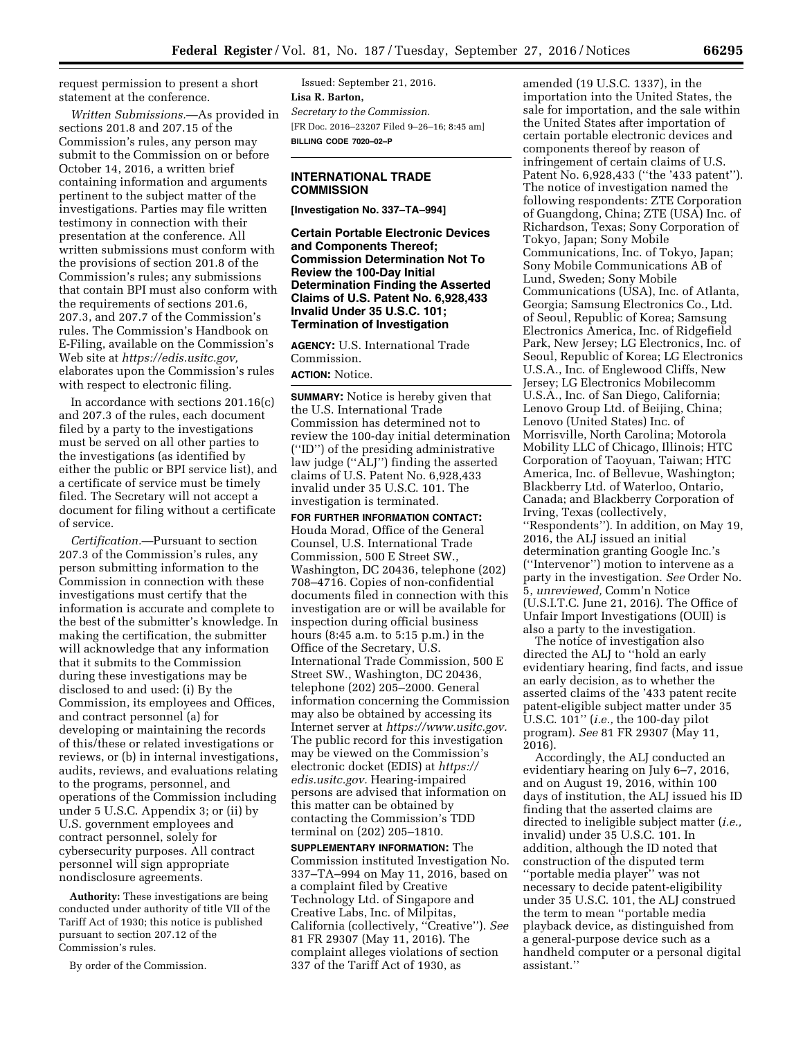request permission to present a short statement at the conference.

*Written Submissions.*—As provided in sections 201.8 and 207.15 of the Commission's rules, any person may submit to the Commission on or before October 14, 2016, a written brief containing information and arguments pertinent to the subject matter of the investigations. Parties may file written testimony in connection with their presentation at the conference. All written submissions must conform with the provisions of section 201.8 of the Commission's rules; any submissions that contain BPI must also conform with the requirements of sections 201.6, 207.3, and 207.7 of the Commission's rules. The Commission's Handbook on E-Filing, available on the Commission's Web site at *https://edis.usitc.gov,* elaborates upon the Commission's rules with respect to electronic filing.

In accordance with sections 201.16(c) and 207.3 of the rules, each document filed by a party to the investigations must be served on all other parties to the investigations (as identified by either the public or BPI service list), and a certificate of service must be timely filed. The Secretary will not accept a document for filing without a certificate of service.

*Certification.*—Pursuant to section 207.3 of the Commission's rules, any person submitting information to the Commission in connection with these investigations must certify that the information is accurate and complete to the best of the submitter's knowledge. In making the certification, the submitter will acknowledge that any information that it submits to the Commission during these investigations may be disclosed to and used: (i) By the Commission, its employees and Offices, and contract personnel (a) for developing or maintaining the records of this/these or related investigations or reviews, or (b) in internal investigations, audits, reviews, and evaluations relating to the programs, personnel, and operations of the Commission including under 5 U.S.C. Appendix 3; or (ii) by U.S. government employees and contract personnel, solely for cybersecurity purposes. All contract personnel will sign appropriate nondisclosure agreements.

**Authority:** These investigations are being conducted under authority of title VII of the Tariff Act of 1930; this notice is published pursuant to section 207.12 of the Commission's rules.

By order of the Commission.

Issued: September 21, 2016.

**Lisa R. Barton,**

*Secretary to the Commission.*

[FR Doc. 2016–23207 Filed 9–26–16; 8:45 am]

**BILLING CODE 7020–02–P**

## INTERNATIONAL TRADE COMMISSION

**[Investigation No. 337–TA–994]**

### Certain Portable Electronic Devices and Components Thereof; Commission Determination Not To Review the 100-Day Initial Determination Finding the Asserted Claims of U.S. Patent No. 6,928,433 Invalid Under 35 U.S.C. 101; Termination of Investigation

**AGENCY:** U.S. International Trade Commission.

**ACTION:** Notice.

**SUMMARY:** Notice is hereby given that the U.S. International Trade Commission has determined not to review the 100-day initial determination (''ID'') of the presiding administrative law judge (''ALJ'') finding the asserted claims of U.S. Patent No. 6,928,433 invalid under 35 U.S.C. 101. The investigation is terminated.

**FOR FURTHER INFORMATION CONTACT:** Houda Morad, Office of the General Counsel, U.S. International Trade Commission, 500 E Street SW., Washington, DC 20436, telephone (202) 708–4716. Copies of non-confidential documents filed in connection with this investigation are or will be available for inspection during official business hours (8:45 a.m. to 5:15 p.m.) in the Office of the Secretary, U.S. International Trade Commission, 500 E Street SW., Washington, DC 20436, telephone (202) 205–2000. General information concerning the Commission may also be obtained by accessing its Internet server at *https://www.usitc.gov.* The public record for this investigation may be viewed on the Commission's electronic docket (EDIS) at *https://edis.usitc.gov.* Hearing-impaired persons are advised that information on this matter can be obtained by contacting the Commission's TDD terminal on (202) 205–1810.

**SUPPLEMENTARY INFORMATION:** The Commission instituted Investigation No. 337–TA–994 on May 11, 2016, based on a complaint filed by Creative Technology Ltd. of Singapore and Creative Labs, Inc. of Milpitas, California (collectively, ''Creative''). *See* 81 FR 29307 (May 11, 2016). The complaint alleges violations of section 337 of the Tariff Act of 1930, as amended (19 U.S.C. 1337), in the importation into the United States, the sale for importation, and the sale within the United States after importation of certain portable electronic devices and components thereof by reason of infringement of certain claims of U.S. Patent No. 6,928,433 (''the '433 patent''). The notice of investigation named the following respondents: ZTE Corporation of Guangdong, China; ZTE (USA) Inc. of Richardson, Texas; Sony Corporation of Tokyo, Japan; Sony Mobile Communications, Inc. of Tokyo, Japan; Sony Mobile Communications AB of Lund, Sweden; Sony Mobile Communications (USA), Inc. of Atlanta, Georgia; Samsung Electronics Co., Ltd. of Seoul, Republic of Korea; Samsung Electronics America, Inc. of Ridgefield Park, New Jersey; LG Electronics, Inc. of Seoul, Republic of Korea; LG Electronics U.S.A., Inc. of Englewood Cliffs, New Jersey; LG Electronics Mobilecomm U.S.A., Inc. of San Diego, California; Lenovo Group Ltd. of Beijing, China; Lenovo (United States) Inc. of Morrisville, North Carolina; Motorola Mobility LLC of Chicago, Illinois; HTC Corporation of Taoyuan, Taiwan; HTC America, Inc. of Bellevue, Washington; Blackberry Ltd. of Waterloo, Ontario, Canada; and Blackberry Corporation of Irving, Texas (collectively, ''Respondents''). In addition, on May 19, 2016, the ALJ issued an initial determination granting Google Inc.'s (''Intervenor'') motion to intervene as a party in the investigation. *See* Order No. 5, *unreviewed,* Comm'n Notice (U.S.I.T.C. June 21, 2016). The Office of Unfair Import Investigations (OUII) is also a party to the investigation.

The notice of investigation also directed the ALJ to ''hold an early evidentiary hearing, find facts, and issue an early decision, as to whether the asserted claims of the '433 patent recite patent-eligible subject matter under 35 U.S.C. 101'' (*i.e.,* the 100-day pilot program). *See* 81 FR 29307 (May 11, 2016).

Accordingly, the ALJ conducted an evidentiary hearing on July 6–7, 2016, and on August 19, 2016, within 100 days of institution, the ALJ issued his ID finding that the asserted claims are directed to ineligible subject matter (*i.e.,* invalid) under 35 U.S.C. 101. In addition, although the ID noted that construction of the disputed term ''portable media player'' was not necessary to decide patent-eligibility under 35 U.S.C. 101, the ALJ construed the term to mean ''portable media playback device, as distinguished from a general-purpose device such as a handheld computer or a personal digital assistant.''